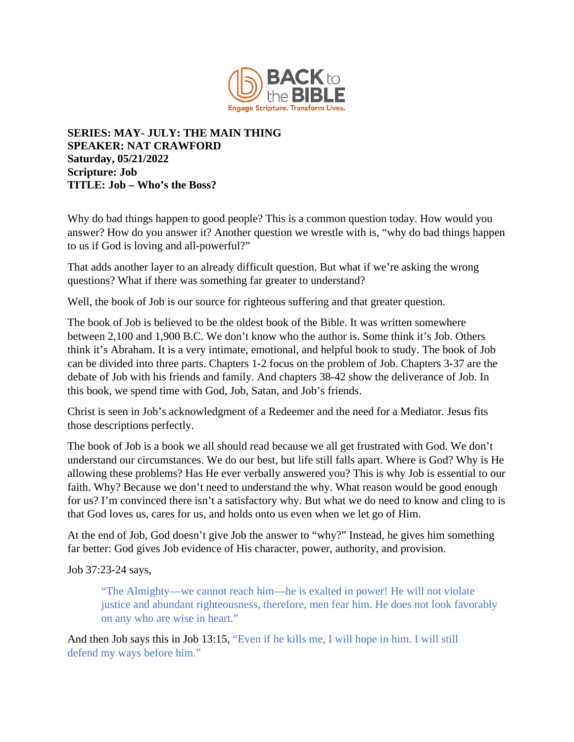**SERIES: MAY- JULY: THE MAIN THING**
**SPEAKER: NAT CRAWFORD**
**Saturday, 05/21/2022**
**Scripture: Job**
**TITLE: Job – Who's the Boss?**

Why do bad things happen to good people? This is a common question today. How would you answer? How do you answer it? Another question we wrestle with is, "why do bad things happen to us if God is loving and all-powerful?"

That adds another layer to an already difficult question. But what if we're asking the wrong questions? What if there was something far greater to understand?

Well, the book of Job is our source for righteous suffering and that greater question.

The book of Job is believed to be the oldest book of the Bible. It was written somewhere between 2,100 and 1,900 B.C. We don't know who the author is. Some think it's Job. Others think it's Abraham. It is a very intimate, emotional, and helpful book to study. The book of Job can be divided into three parts. Chapters 1-2 focus on the problem of Job. Chapters 3-37 are the debate of Job with his friends and family. And chapters 38-42 show the deliverance of Job. In this book, we spend time with God, Job, Satan, and Job's friends.

Christ is seen in Job's acknowledgment of a Redeemer and the need for a Mediator. Jesus fits those descriptions perfectly.

The book of Job is a book we all should read because we all get frustrated with God. We don't understand our circumstances. We do our best, but life still falls apart. Where is God? Why is He allowing these problems? Has He ever verbally answered you? This is why Job is essential to our faith. Why? Because we don't need to understand the why. What reason would be good enough for us? I'm convinced there isn't a satisfactory why. But what we do need to know and cling to is that God loves us, cares for us, and holds onto us even when we let go of Him.

At the end of Job, God doesn't give Job the answer to "why?" Instead, he gives him something far better: God gives Job evidence of His character, power, authority, and provision.

Job 37:23-24 says,

> "The Almighty—we cannot reach him—he is exalted in power! He will not violate justice and abundant righteousness, therefore, men fear him. He does not look favorably on any who are wise in heart."

And then Job says this in Job 13:15, "Even if he kills me, I will hope in him. I will still defend my ways before him."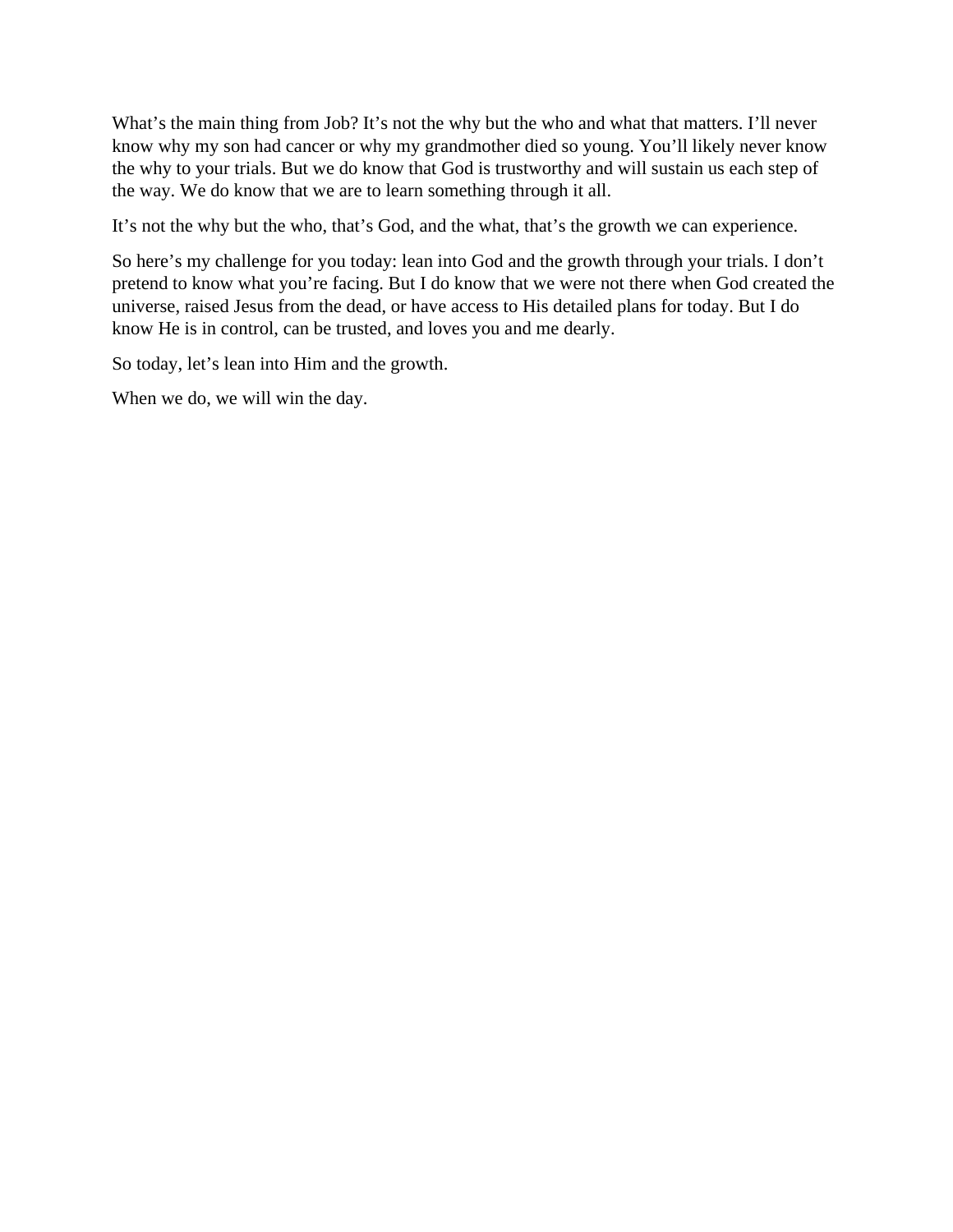What’s the main thing from Job? It’s not the why but the who and what that matters. I’ll never know why my son had cancer or why my grandmother died so young. You’ll likely never know the why to your trials. But we do know that God is trustworthy and will sustain us each step of the way. We do know that we are to learn something through it all.

It’s not the why but the who, that’s God, and the what, that’s the growth we can experience.

So here’s my challenge for you today: lean into God and the growth through your trials. I don’t pretend to know what you’re facing. But I do know that we were not there when God created the universe, raised Jesus from the dead, or have access to His detailed plans for today. But I do know He is in control, can be trusted, and loves you and me dearly.

So today, let’s lean into Him and the growth.

When we do, we will win the day.